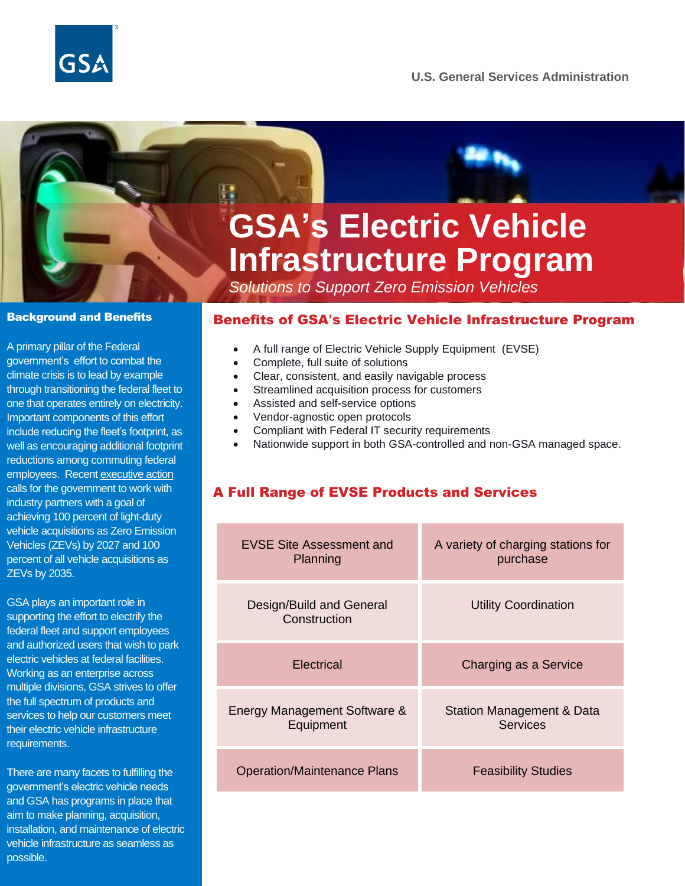GSA

U.S. General Services Administration

# GSA's Electric Vehicle Infrastructure Program

*Solutions to Support Zero Emission Vehicles*

## Background and Benefits

A primary pillar of the Federal government's effort to combat the climate crisis is to lead by example through transitioning the federal fleet to one that operates entirely on electricity. Important components of this effort include reducing the fleet's footprint, as well as encouraging additional footprint reductions among commuting federal employees. Recent executive action calls for the government to work with industry partners with a goal of achieving 100 percent of light-duty vehicle acquisitions as Zero Emission Vehicles (ZEVs) by 2027 and 100 percent of all vehicle acquisitions as ZEVs by 2035.

GSA plays an important role in supporting the effort to electrify the federal fleet and support employees and authorized users that wish to park electric vehicles at federal facilities. Working as an enterprise across multiple divisions, GSA strives to offer the full spectrum of products and services to help our customers meet their electric vehicle infrastructure requirements.

There are many facets to fulfilling the government's electric vehicle needs and GSA has programs in place that aim to make planning, acquisition, installation, and maintenance of electric vehicle infrastructure as seamless as possible.

## Benefits of GSA's Electric Vehicle Infrastructure Program

- A full range of Electric Vehicle Supply Equipment (EVSE)
- Complete, full suite of solutions
- Clear, consistent, and easily navigable process
- Streamlined acquisition process for customers
- Assisted and self-service options
- Vendor-agnostic open protocols
- Compliant with Federal IT security requirements
- Nationwide support in both GSA-controlled and non-GSA managed space.

## A Full Range of EVSE Products and Services

| | |
|---|---|
| EVSE Site Assessment and Planning | A variety of charging stations for purchase |
| Design/Build and General Construction | Utility Coordination |
| Electrical | Charging as a Service |
| Energy Management Software & Equipment | Station Management & Data Services |
| Operation/Maintenance Plans | Feasibility Studies |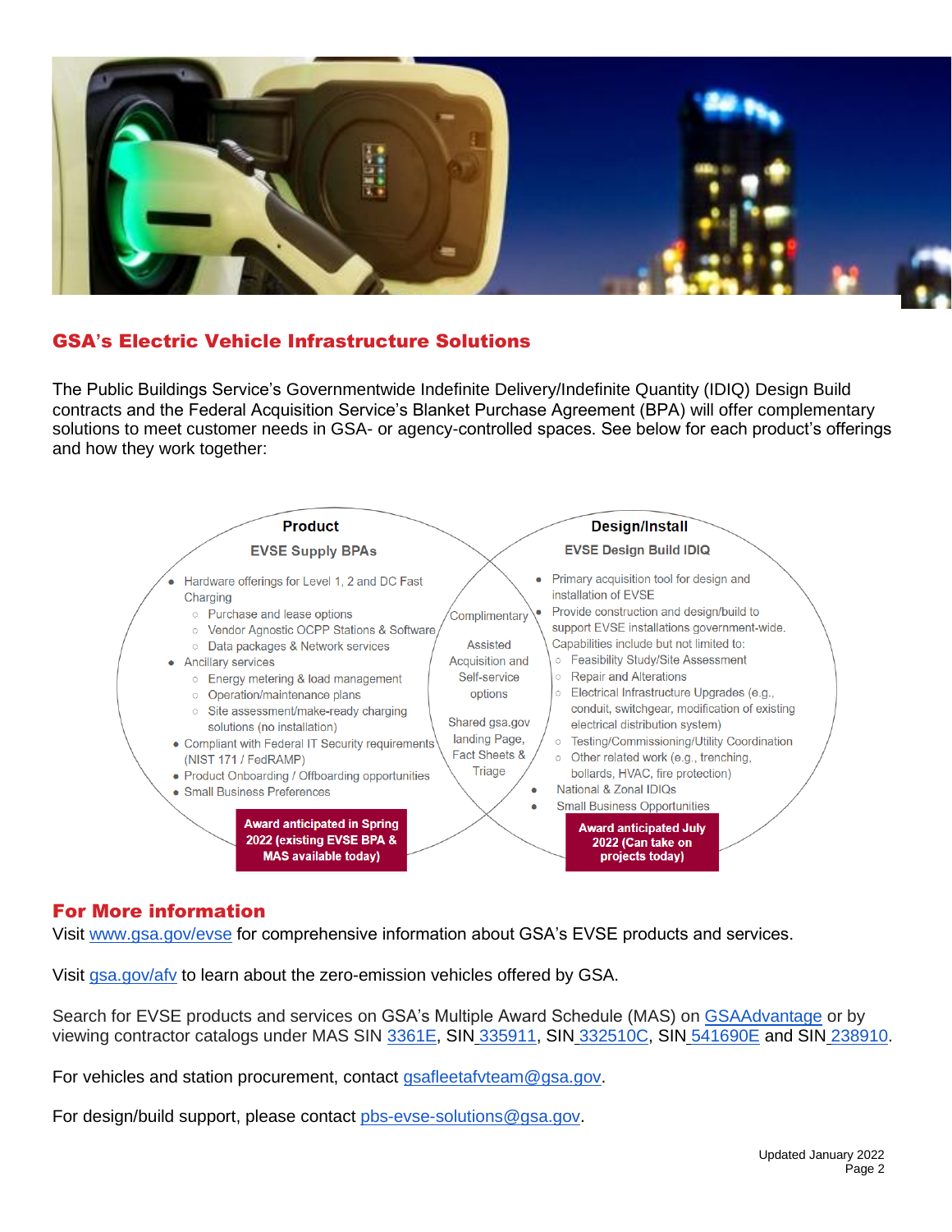## GSA's Electric Vehicle Infrastructure Solutions

The Public Buildings Service's Governmentwide Indefinite Delivery/Indefinite Quantity (IDIQ) Design Build contracts and the Federal Acquisition Service's Blanket Purchase Agreement (BPA) will offer complementary solutions to meet customer needs in GSA- or agency-controlled spaces. See below for each product's offerings and how they work together:

**Product**

**EVSE Supply BPAs**

- Hardware offerings for Level 1, 2 and DC Fast Charging
  - Purchase and lease options
  - Vendor Agnostic OCPP Stations & Software
  - Data packages & Network services
- Ancillary services
  - Energy metering & load management
  - Operation/maintenance plans
  - Site assessment/make-ready charging solutions (no installation)
- Compliant with Federal IT Security requirements (NIST 171 / FedRAMP)
- Product Onboarding / Offboarding opportunities
- Small Business Preferences

**Award anticipated in Spring 2022 (existing EVSE BPA & MAS available today)**

**Complimentary**

Assisted Acquisition and Self-service options

Shared gsa.gov landing Page, Fact Sheets & Triage

**Design/Install**

**EVSE Design Build IDIQ**

- Primary acquisition tool for design and installation of EVSE
- Provide construction and design/build to support EVSE installations government-wide. Capabilities include but not limited to:
  - Feasibility Study/Site Assessment
  - Repair and Alterations
  - Electrical Infrastructure Upgrades (e.g., conduit, switchgear, modification of existing electrical distribution system)
  - Testing/Commissioning/Utility Coordination
  - Other related work (e.g., trenching, bollards, HVAC, fire protection)
- National & Zonal IDIQs
- Small Business Opportunities

**Award anticipated July 2022 (Can take on projects today)**

## For More information

Visit www.gsa.gov/evse for comprehensive information about GSA's EVSE products and services.

Visit gsa.gov/afv to learn about the zero-emission vehicles offered by GSA.

Search for EVSE products and services on GSA's Multiple Award Schedule (MAS) on GSAAdvantage or by viewing contractor catalogs under MAS SIN 3361E, SIN 335911, SIN 332510C, SIN 541690E and SIN 238910.

For vehicles and station procurement, contact gsafleetafvteam@gsa.gov.

For design/build support, please contact pbs-evse-solutions@gsa.gov.

Updated January 2022